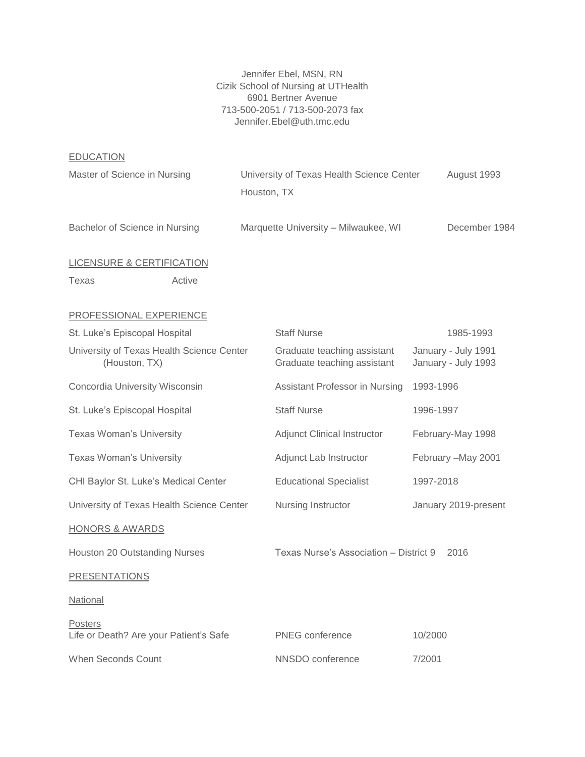Jennifer Ebel, MSN, RN
Cizik School of Nursing at UTHealth
6901 Bertner Avenue
713-500-2051 / 713-500-2073 fax
Jennifer.Ebel@uth.tmc.edu

## EDUCATION

| | | |
|---|---|---|
| Master of Science in Nursing | University of Texas Health Science Center Houston, TX | August 1993 |
| Bachelor of Science in Nursing | Marquette University – Milwaukee, WI | December 1984 |

## LICENSURE & CERTIFICATION

| | |
|---|---|
| Texas | Active |

## PROFESSIONAL EXPERIENCE

| | | |
|---|---|---|
| St. Luke's Episcopal Hospital | Staff Nurse | 1985-1993 |
| University of Texas Health Science Center (Houston, TX) | Graduate teaching assistant<br>Graduate teaching assistant | January - July 1991<br>January - July 1993 |
| Concordia University Wisconsin | Assistant Professor in Nursing | 1993-1996 |
| St. Luke's Episcopal Hospital | Staff Nurse | 1996-1997 |
| Texas Woman's University | Adjunct Clinical Instructor | February-May 1998 |
| Texas Woman's University | Adjunct Lab Instructor | February –May 2001 |
| CHI Baylor St. Luke's Medical Center | Educational Specialist | 1997-2018 |
| University of Texas Health Science Center | Nursing Instructor | January 2019-present |

## HONORS & AWARDS

| | | |
|---|---|---|
| Houston 20 Outstanding Nurses | Texas Nurse's Association – District 9 | 2016 |

## PRESENTATIONS

### National

#### Posters

| | | |
|---|---|---|
| Life or Death? Are your Patient's Safe | PNEG conference | 10/2000 |
| When Seconds Count | NNSDO conference | 7/2001 |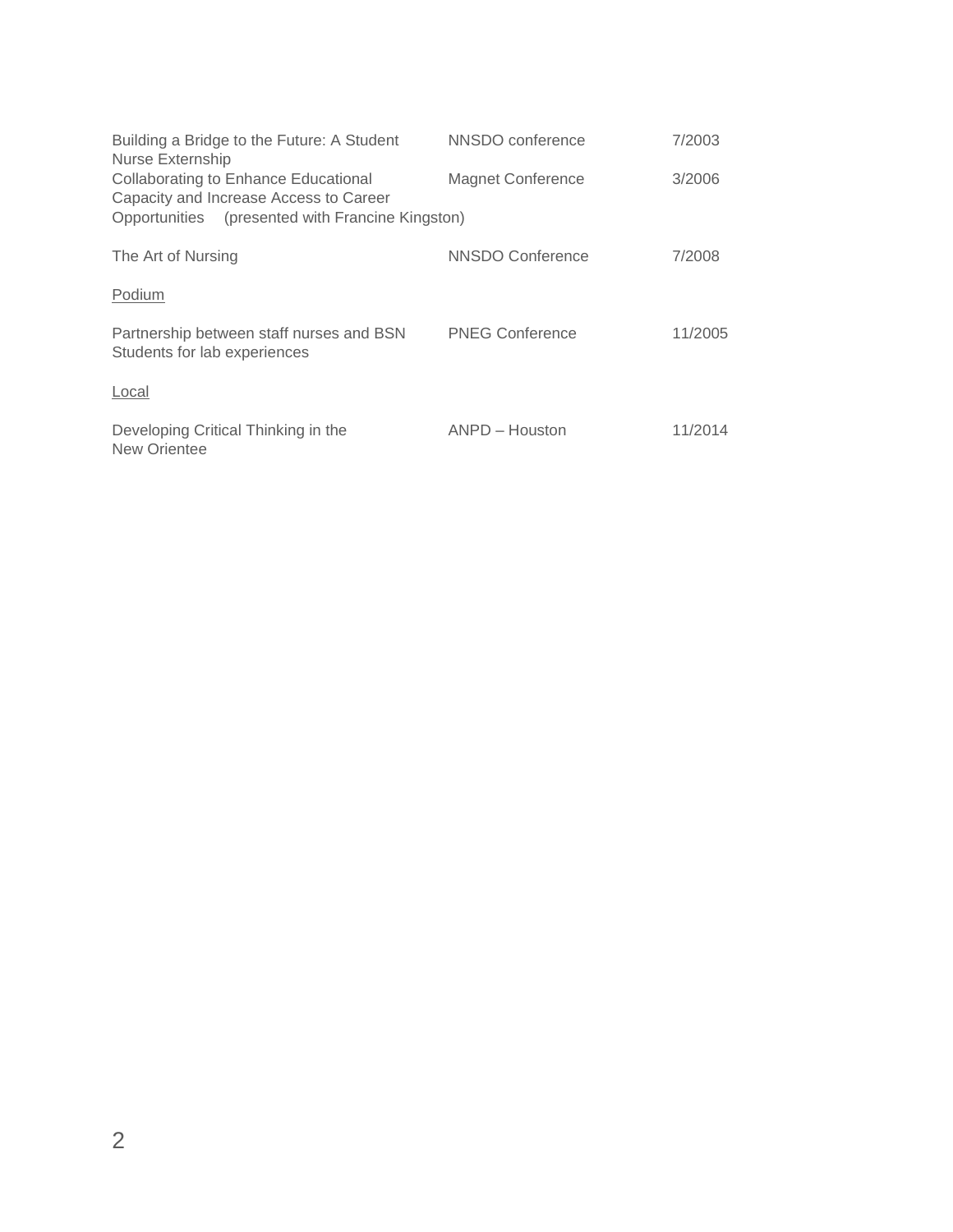| | | |
|---|---|---|
| Building a Bridge to the Future: A Student Nurse Externship | NNSDO conference | 7/2003 |
| Collaborating to Enhance Educational Capacity and Increase Access to Career Opportunities (presented with Francine Kingston) | Magnet Conference | 3/2006 |
| The Art of Nursing | NNSDO Conference | 7/2008 |

<u>Podium</u>

| | | |
|---|---|---|
| Partnership between staff nurses and BSN Students for lab experiences | PNEG Conference | 11/2005 |

<u>Local</u>

| | | |
|---|---|---|
| Developing Critical Thinking in the New Orientee | ANPD – Houston | 11/2014 |